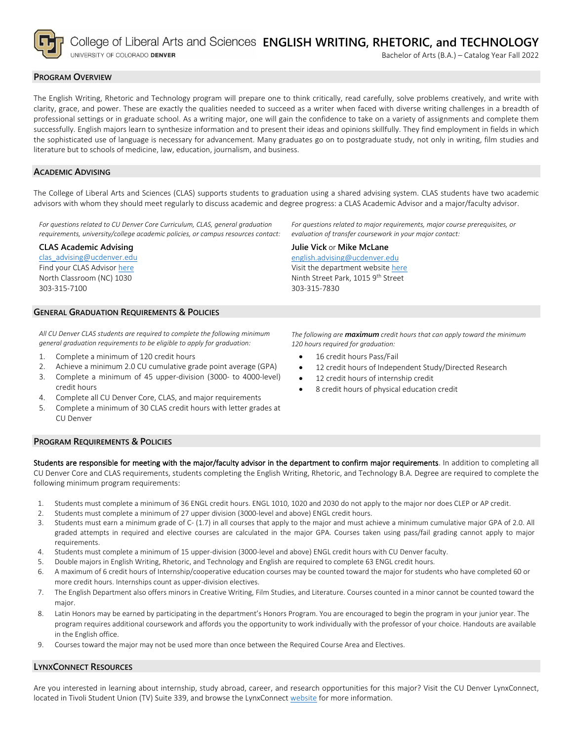College of Liberal Arts and Sciences
UNIVERSITY OF COLORADO **DENVER**

# ENGLISH WRITING, RHETORIC, and TECHNOLOGY

Bachelor of Arts (B.A.) – Catalog Year Fall 2022

## PROGRAM OVERVIEW

The English Writing, Rhetoric and Technology program will prepare one to think critically, read carefully, solve problems creatively, and write with clarity, grace, and power. These are exactly the qualities needed to succeed as a writer when faced with diverse writing challenges in a breadth of professional settings or in graduate school. As a writing major, one will gain the confidence to take on a variety of assignments and complete them successfully. English majors learn to synthesize information and to present their ideas and opinions skillfully. They find employment in fields in which the sophisticated use of language is necessary for advancement. Many graduates go on to postgraduate study, not only in writing, film studies and literature but to schools of medicine, law, education, journalism, and business.

## ACADEMIC ADVISING

The College of Liberal Arts and Sciences (CLAS) supports students to graduation using a shared advising system. CLAS students have two academic advisors with whom they should meet regularly to discuss academic and degree progress: a CLAS Academic Advisor and a major/faculty advisor.

*For questions related to CU Denver Core Curriculum, CLAS, general graduation requirements, university/college academic policies, or campus resources contact:*

**CLAS Academic Advising**
clas_advising@ucdenver.edu
Find your CLAS Advisor here
North Classroom (NC) 1030
303-315-7100

*For questions related to major requirements, major course prerequisites, or evaluation of transfer coursework in your major contact:*

**Julie Vick** or **Mike McLane**
english.advising@ucdenver.edu
Visit the department website here
Ninth Street Park, 1015 9th Street
303-315-7830

## GENERAL GRADUATION REQUIREMENTS & POLICIES

*All CU Denver CLAS students are required to complete the following minimum general graduation requirements to be eligible to apply for graduation:*

1. Complete a minimum of 120 credit hours
2. Achieve a minimum 2.0 CU cumulative grade point average (GPA)
3. Complete a minimum of 45 upper-division (3000- to 4000-level) credit hours
4. Complete all CU Denver Core, CLAS, and major requirements
5. Complete a minimum of 30 CLAS credit hours with letter grades at CU Denver

*The following are **maximum** credit hours that can apply toward the minimum 120 hours required for graduation:*

- 16 credit hours Pass/Fail
- 12 credit hours of Independent Study/Directed Research
- 12 credit hours of internship credit
- 8 credit hours of physical education credit

## PROGRAM REQUIREMENTS & POLICIES

**Students are responsible for meeting with the major/faculty advisor in the department to confirm major requirements**. In addition to completing all CU Denver Core and CLAS requirements, students completing the English Writing, Rhetoric, and Technology B.A. Degree are required to complete the following minimum program requirements:

1. Students must complete a minimum of 36 ENGL credit hours. ENGL 1010, 1020 and 2030 do not apply to the major nor does CLEP or AP credit.
2. Students must complete a minimum of 27 upper division (3000-level and above) ENGL credit hours.
3. Students must earn a minimum grade of C- (1.7) in all courses that apply to the major and must achieve a minimum cumulative major GPA of 2.0. All graded attempts in required and elective courses are calculated in the major GPA. Courses taken using pass/fail grading cannot apply to major requirements.
4. Students must complete a minimum of 15 upper-division (3000-level and above) ENGL credit hours with CU Denver faculty.
5. Double majors in English Writing, Rhetoric, and Technology and English are required to complete 63 ENGL credit hours.
6. A maximum of 6 credit hours of Internship/cooperative education courses may be counted toward the major for students who have completed 60 or more credit hours. Internships count as upper-division electives.
7. The English Department also offers minors in Creative Writing, Film Studies, and Literature. Courses counted in a minor cannot be counted toward the major.
8. Latin Honors may be earned by participating in the department's Honors Program. You are encouraged to begin the program in your junior year. The program requires additional coursework and affords you the opportunity to work individually with the professor of your choice. Handouts are available in the English office.
9. Courses toward the major may not be used more than once between the Required Course Area and Electives.

## LYNXCONNECT RESOURCES

Are you interested in learning about internship, study abroad, career, and research opportunities for this major? Visit the CU Denver LynxConnect, located in Tivoli Student Union (TV) Suite 339, and browse the LynxConnect website for more information.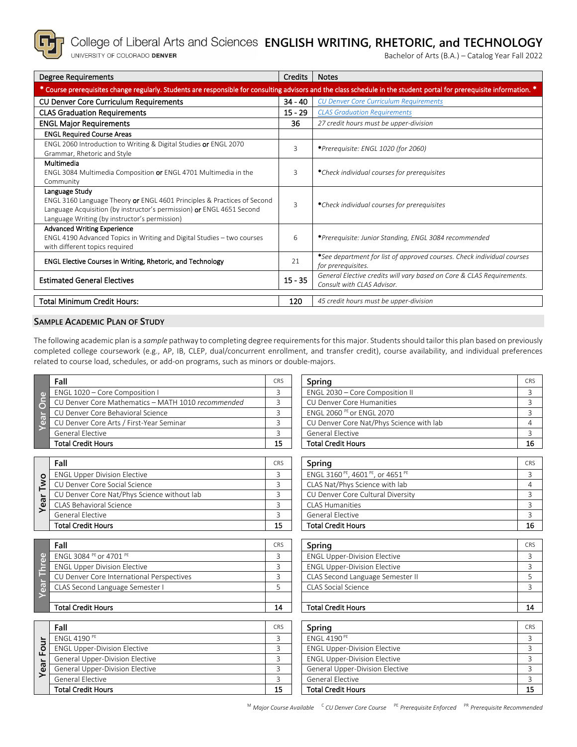# College of Liberal Arts and Sciences — ENGLISH WRITING, RHETORIC, and TECHNOLOGY

UNIVERSITY OF COLORADO DENVER

Bachelor of Arts (B.A.) – Catalog Year Fall 2022

| Degree Requirements | Credits | Notes |
|---|---|---|
| * Course prerequisites change regularly. Students are responsible for consulting advisors and the class schedule in the student portal for prerequisite information. * | | |
| CU Denver Core Curriculum Requirements | 34 - 40 | *CU Denver Core Curriculum Requirements* |
| CLAS Graduation Requirements | 15 - 29 | *CLAS Graduation Requirements* |
| ENGL Major Requirements | 36 | *27 credit hours must be upper-division* |
| ENGL Required Course Areas | | |
| ENGL 2060 Introduction to Writing & Digital Studies **or** ENGL 2070 Grammar, Rhetoric and Style | 3 | **\***Prerequisite: ENGL 1020 (for 2060)* |
| Multimedia<br>ENGL 3084 Multimedia Composition **or** ENGL 4701 Multimedia in the Community | 3 | **\***Check individual courses for prerequisites* |
| Language Study<br>ENGL 3160 Language Theory **or** ENGL 4601 Principles & Practices of Second Language Acquisition (by instructor's permission) **or** ENGL 4651 Second Language Writing (by instructor's permission) | 3 | **\***Check individual courses for prerequisites* |
| Advanced Writing Experience<br>ENGL 4190 Advanced Topics in Writing and Digital Studies – two courses with different topics required | 6 | **\***Prerequisite: Junior Standing, ENGL 3084 recommended* |
| ENGL Elective Courses in Writing, Rhetoric, and Technology | 21 | **\***See department for list of approved courses. Check individual courses for prerequisites.* |
| Estimated General Electives | 15 - 35 | *General Elective credits will vary based on Core & CLAS Requirements. Consult with CLAS Advisor.* |
| Total Minimum Credit Hours: | 120 | *45 credit hours must be upper-division* |

## Sample Academic Plan of Study

The following academic plan is a *sample* pathway to completing degree requirements for this major. Students should tailor this plan based on previously completed college coursework (e.g., AP, IB, CLEP, dual/concurrent enrollment, and transfer credit), course availability, and individual preferences related to course load, schedules, or add-on programs, such as minors or double-majors.

### Year One

| Fall | CRS | Spring | CRS |
|---|---|---|---|
| ENGL 1020 – Core Composition I | 3 | ENGL 2030 – Core Composition II | 3 |
| CU Denver Core Mathematics – MATH 1010 *recommended* | 3 | CU Denver Core Humanities | 3 |
| CU Denver Core Behavioral Science | 3 | ENGL 2060 [PE] or ENGL 2070 | 3 |
| CU Denver Core Arts / First-Year Seminar | 3 | CU Denver Core Nat/Phys Science with lab | 4 |
| General Elective | 3 | General Elective | 3 |
| **Total Credit Hours** | **15** | **Total Credit Hours** | **16** |

### Year Two

| Fall | CRS | Spring | CRS |
|---|---|---|---|
| ENGL Upper Division Elective | 3 | ENGL 3160 [PE], 4601 [PE], or 4651 [PE] | 3 |
| CU Denver Core Social Science | 3 | CLAS Nat/Phys Science with lab | 4 |
| CU Denver Core Nat/Phys Science without lab | 3 | CU Denver Core Cultural Diversity | 3 |
| CLAS Behavioral Science | 3 | CLAS Humanities | 3 |
| General Elective | 3 | General Elective | 3 |
| **Total Credit Hours** | **15** | **Total Credit Hours** | **16** |

### Year Three

| Fall | CRS | Spring | CRS |
|---|---|---|---|
| ENGL 3084 [PE] or 4701 [PE] | 3 | ENGL Upper-Division Elective | 3 |
| ENGL Upper Division Elective | 3 | ENGL Upper-Division Elective | 3 |
| CU Denver Core International Perspectives | 3 | CLAS Second Language Semester II | 5 |
| CLAS Second Language Semester I | 5 | CLAS Social Science | 3 |
| | | | |
| **Total Credit Hours** | **14** | **Total Credit Hours** | **14** |

### Year Four

| Fall | CRS | Spring | CRS |
|---|---|---|---|
| ENGL 4190 [PE] | 3 | ENGL 4190 [PE] | 3 |
| ENGL Upper-Division Elective | 3 | ENGL Upper-Division Elective | 3 |
| General Upper-Division Elective | 3 | ENGL Upper-Division Elective | 3 |
| General Upper-Division Elective | 3 | General Upper-Division Elective | 3 |
| General Elective | 3 | General Elective | 3 |
| **Total Credit Hours** | **15** | **Total Credit Hours** | **15** |

[M] *Major Course Available* [C] *CU Denver Core Course* [PE] *Prerequisite Enforced* [PR] *Prerequisite Recommended*